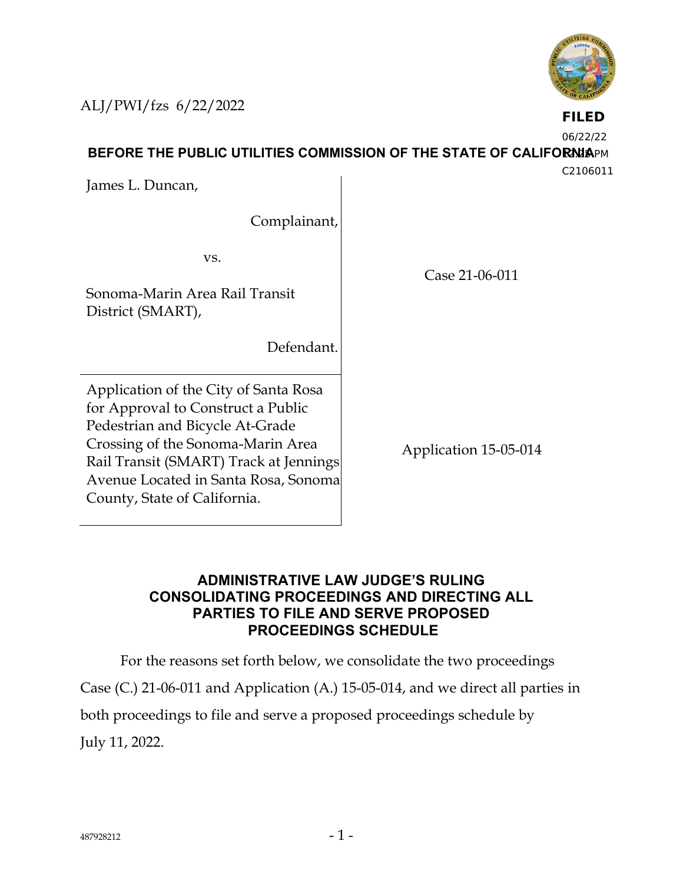ALJ/PWI/fzs 6/22/2022

**FILED**
06/22/22
12:28 PM
C2106011

**BEFORE THE PUBLIC UTILITIES COMMISSION OF THE STATE OF CALIFORNIA**

| | |
|---|---|
| James L. Duncan,<br><br>Complainant,<br><br>vs.<br><br>Sonoma-Marin Area Rail Transit District (SMART),<br><br>Defendant. | Case 21-06-011 |
| Application of the City of Santa Rosa for Approval to Construct a Public Pedestrian and Bicycle At-Grade Crossing of the Sonoma-Marin Area Rail Transit (SMART) Track at Jennings Avenue Located in Santa Rosa, Sonoma County, State of California. | Application 15-05-014 |

## ADMINISTRATIVE LAW JUDGE'S RULING CONSOLIDATING PROCEEDINGS AND DIRECTING ALL PARTIES TO FILE AND SERVE PROPOSED PROCEEDINGS SCHEDULE

For the reasons set forth below, we consolidate the two proceedings Case (C.) 21-06-011 and Application (A.) 15-05-014, and we direct all parties in both proceedings to file and serve a proposed proceedings schedule by July 11, 2022.

487928212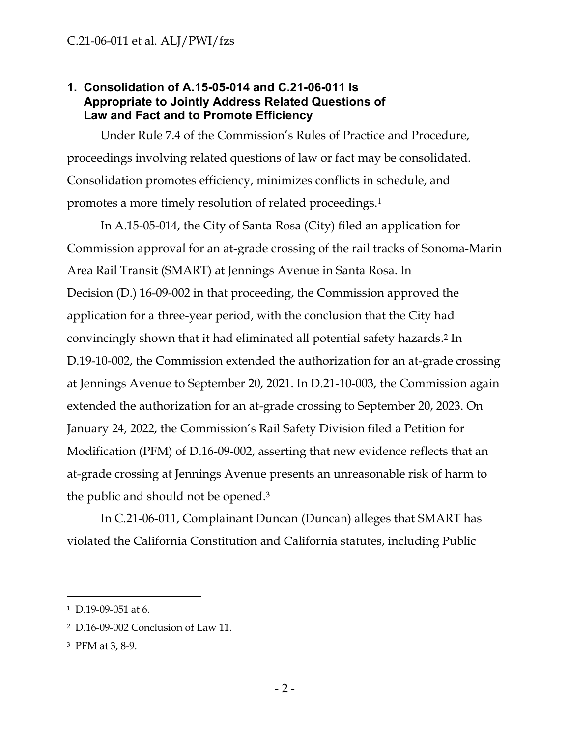## 1. Consolidation of A.15-05-014 and C.21-06-011 Is Appropriate to Jointly Address Related Questions of Law and Fact and to Promote Efficiency

Under Rule 7.4 of the Commission's Rules of Practice and Procedure, proceedings involving related questions of law or fact may be consolidated. Consolidation promotes efficiency, minimizes conflicts in schedule, and promotes a more timely resolution of related proceedings.[1]

In A.15-05-014, the City of Santa Rosa (City) filed an application for Commission approval for an at-grade crossing of the rail tracks of Sonoma-Marin Area Rail Transit (SMART) at Jennings Avenue in Santa Rosa. In Decision (D.) 16-09-002 in that proceeding, the Commission approved the application for a three-year period, with the conclusion that the City had convincingly shown that it had eliminated all potential safety hazards.[2] In D.19-10-002, the Commission extended the authorization for an at-grade crossing at Jennings Avenue to September 20, 2021. In D.21-10-003, the Commission again extended the authorization for an at-grade crossing to September 20, 2023. On January 24, 2022, the Commission's Rail Safety Division filed a Petition for Modification (PFM) of D.16-09-002, asserting that new evidence reflects that an at-grade crossing at Jennings Avenue presents an unreasonable risk of harm to the public and should not be opened.[3]

In C.21-06-011, Complainant Duncan (Duncan) alleges that SMART has violated the California Constitution and California statutes, including Public

---

[1] D.19-09-051 at 6.

[2] D.16-09-002 Conclusion of Law 11.

[3] PFM at 3, 8-9.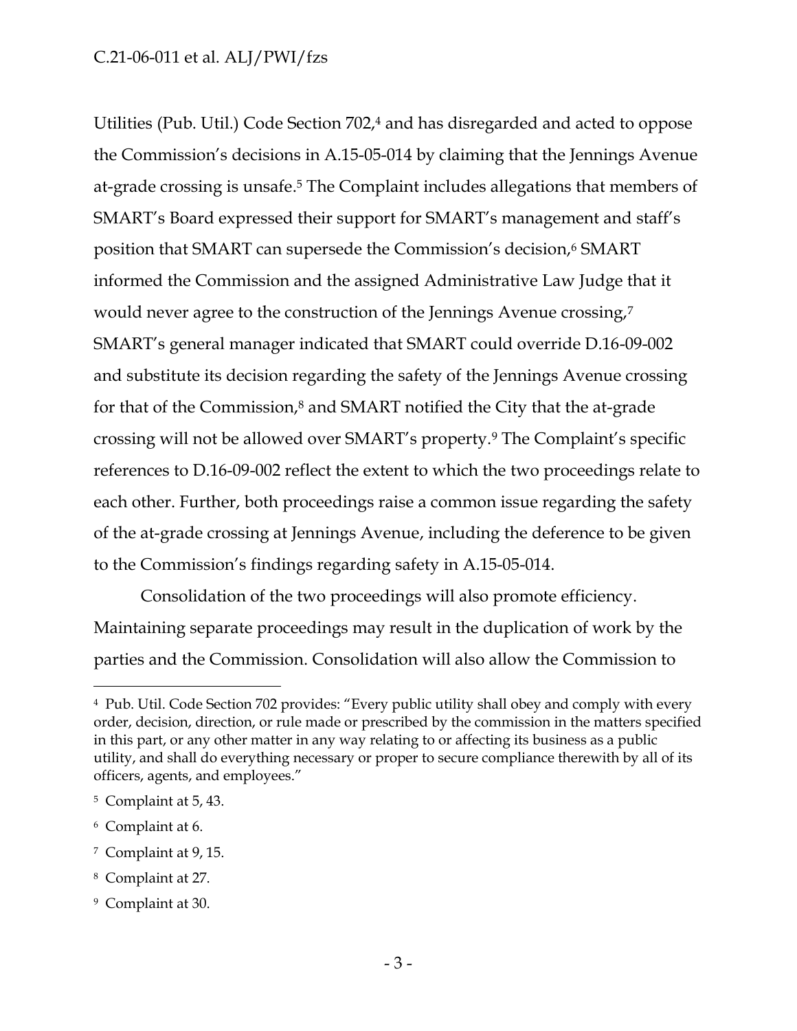Utilities (Pub. Util.) Code Section 702,[4] and has disregarded and acted to oppose the Commission's decisions in A.15-05-014 by claiming that the Jennings Avenue at-grade crossing is unsafe.[5] The Complaint includes allegations that members of SMART's Board expressed their support for SMART's management and staff's position that SMART can supersede the Commission's decision,[6] SMART informed the Commission and the assigned Administrative Law Judge that it would never agree to the construction of the Jennings Avenue crossing,[7] SMART's general manager indicated that SMART could override D.16-09-002 and substitute its decision regarding the safety of the Jennings Avenue crossing for that of the Commission,[8] and SMART notified the City that the at-grade crossing will not be allowed over SMART's property.[9] The Complaint's specific references to D.16-09-002 reflect the extent to which the two proceedings relate to each other. Further, both proceedings raise a common issue regarding the safety of the at-grade crossing at Jennings Avenue, including the deference to be given to the Commission's findings regarding safety in A.15-05-014.

Consolidation of the two proceedings will also promote efficiency. Maintaining separate proceedings may result in the duplication of work by the parties and the Commission. Consolidation will also allow the Commission to

---

[4] Pub. Util. Code Section 702 provides: "Every public utility shall obey and comply with every order, decision, direction, or rule made or prescribed by the commission in the matters specified in this part, or any other matter in any way relating to or affecting its business as a public utility, and shall do everything necessary or proper to secure compliance therewith by all of its officers, agents, and employees."

[5] Complaint at 5, 43.

[6] Complaint at 6.

[7] Complaint at 9, 15.

[8] Complaint at 27.

[9] Complaint at 30.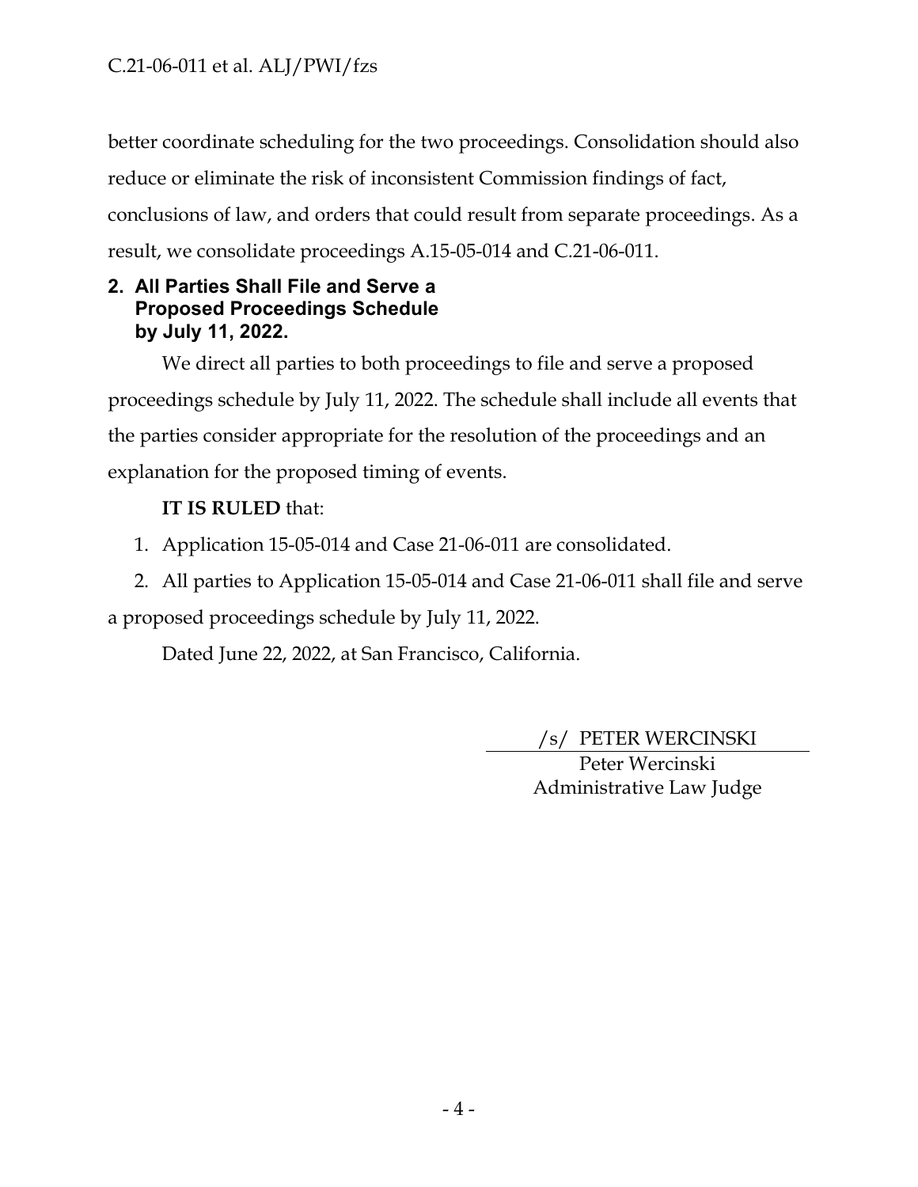better coordinate scheduling for the two proceedings. Consolidation should also reduce or eliminate the risk of inconsistent Commission findings of fact, conclusions of law, and orders that could result from separate proceedings. As a result, we consolidate proceedings A.15-05-014 and C.21-06-011.

## 2. All Parties Shall File and Serve a Proposed Proceedings Schedule by July 11, 2022.

We direct all parties to both proceedings to file and serve a proposed proceedings schedule by July 11, 2022. The schedule shall include all events that the parties consider appropriate for the resolution of the proceedings and an explanation for the proposed timing of events.

**IT IS RULED** that:

1. Application 15-05-014 and Case 21-06-011 are consolidated.
2. All parties to Application 15-05-014 and Case 21-06-011 shall file and serve a proposed proceedings schedule by July 11, 2022.

Dated June 22, 2022, at San Francisco, California.

/s/ PETER WERCINSKI

Peter Wercinski
Administrative Law Judge